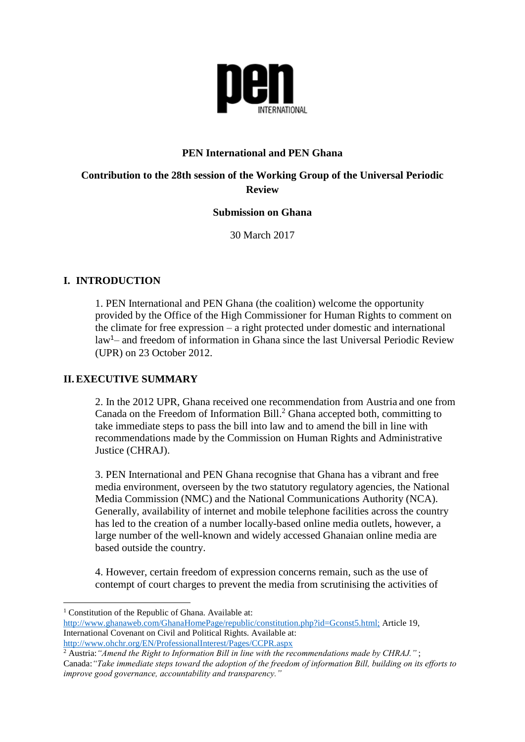**PEN International and PEN Ghana**

**Contribution to the 28th session of the Working Group of the Universal Periodic Review**

**Submission on Ghana**

30 March 2017

## I. INTRODUCTION

1. PEN International and PEN Ghana (the coalition) welcome the opportunity provided by the Office of the High Commissioner for Human Rights to comment on the climate for free expression – a right protected under domestic and international law[1]– and freedom of information in Ghana since the last Universal Periodic Review (UPR) on 23 October 2012.

## II. EXECUTIVE SUMMARY

2. In the 2012 UPR, Ghana received one recommendation from Austria and one from Canada on the Freedom of Information Bill.[2] Ghana accepted both, committing to take immediate steps to pass the bill into law and to amend the bill in line with recommendations made by the Commission on Human Rights and Administrative Justice (CHRAJ).

3. PEN International and PEN Ghana recognise that Ghana has a vibrant and free media environment, overseen by the two statutory regulatory agencies, the National Media Commission (NMC) and the National Communications Authority (NCA). Generally, availability of internet and mobile telephone facilities across the country has led to the creation of a number locally-based online media outlets, however, a large number of the well-known and widely accessed Ghanaian online media are based outside the country.

4. However, certain freedom of expression concerns remain, such as the use of contempt of court charges to prevent the media from scrutinising the activities of

---

[1] Constitution of the Republic of Ghana. Available at: http://www.ghanaweb.com/GhanaHomePage/republic/constitution.php?id=Gconst5.html; Article 19, International Covenant on Civil and Political Rights. Available at: http://www.ohchr.org/EN/ProfessionalInterest/Pages/CCPR.aspx

[2] Austria: *"Amend the Right to Information Bill in line with the recommendations made by CHRAJ."* ; Canada: *"Take immediate steps toward the adoption of the freedom of information Bill, building on its efforts to improve good governance, accountability and transparency."*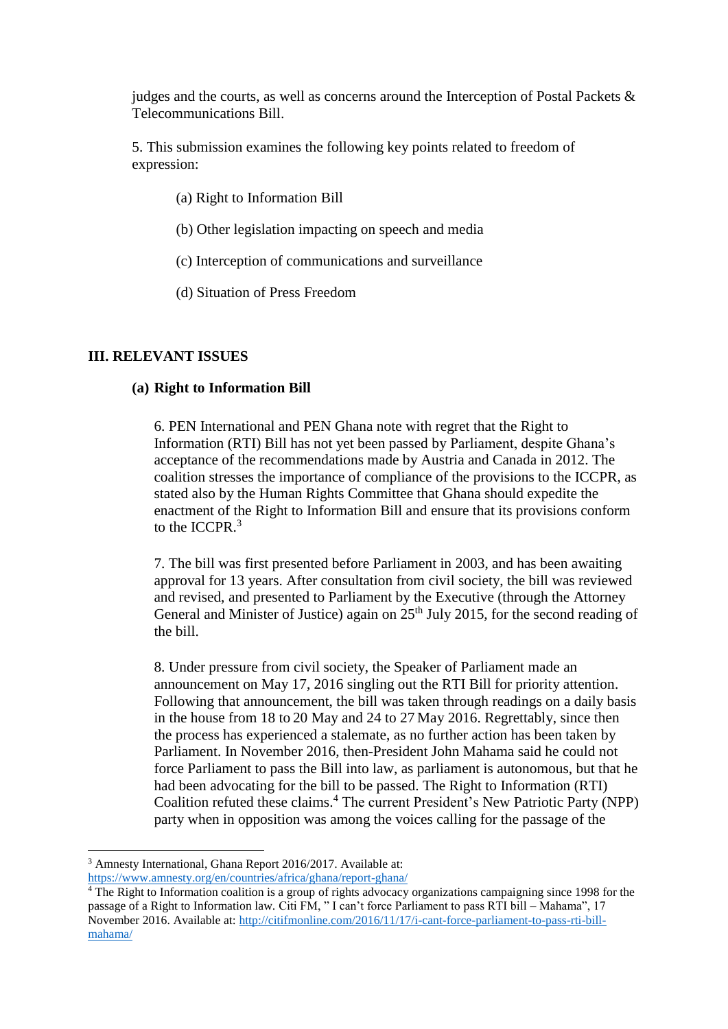judges and the courts, as well as concerns around the Interception of Postal Packets & Telecommunications Bill.

5. This submission examines the following key points related to freedom of expression:

(a) Right to Information Bill

(b) Other legislation impacting on speech and media

(c) Interception of communications and surveillance

(d) Situation of Press Freedom

## III. RELEVANT ISSUES

### (a) Right to Information Bill

6. PEN International and PEN Ghana note with regret that the Right to Information (RTI) Bill has not yet been passed by Parliament, despite Ghana's acceptance of the recommendations made by Austria and Canada in 2012. The coalition stresses the importance of compliance of the provisions to the ICCPR, as stated also by the Human Rights Committee that Ghana should expedite the enactment of the Right to Information Bill and ensure that its provisions conform to the ICCPR.[3]

7. The bill was first presented before Parliament in 2003, and has been awaiting approval for 13 years. After consultation from civil society, the bill was reviewed and revised, and presented to Parliament by the Executive (through the Attorney General and Minister of Justice) again on 25th July 2015, for the second reading of the bill.

8. Under pressure from civil society, the Speaker of Parliament made an announcement on May 17, 2016 singling out the RTI Bill for priority attention. Following that announcement, the bill was taken through readings on a daily basis in the house from 18 to 20 May and 24 to 27 May 2016. Regrettably, since then the process has experienced a stalemate, as no further action has been taken by Parliament. In November 2016, then-President John Mahama said he could not force Parliament to pass the Bill into law, as parliament is autonomous, but that he had been advocating for the bill to be passed. The Right to Information (RTI) Coalition refuted these claims.[4] The current President's New Patriotic Party (NPP) party when in opposition was among the voices calling for the passage of the

---

[3] Amnesty International, Ghana Report 2016/2017. Available at: https://www.amnesty.org/en/countries/africa/ghana/report-ghana/

[4] The Right to Information coalition is a group of rights advocacy organizations campaigning since 1998 for the passage of a Right to Information law. Citi FM, " I can't force Parliament to pass RTI bill – Mahama", 17 November 2016. Available at: http://citifmonline.com/2016/11/17/i-cant-force-parliament-to-pass-rti-bill-mahama/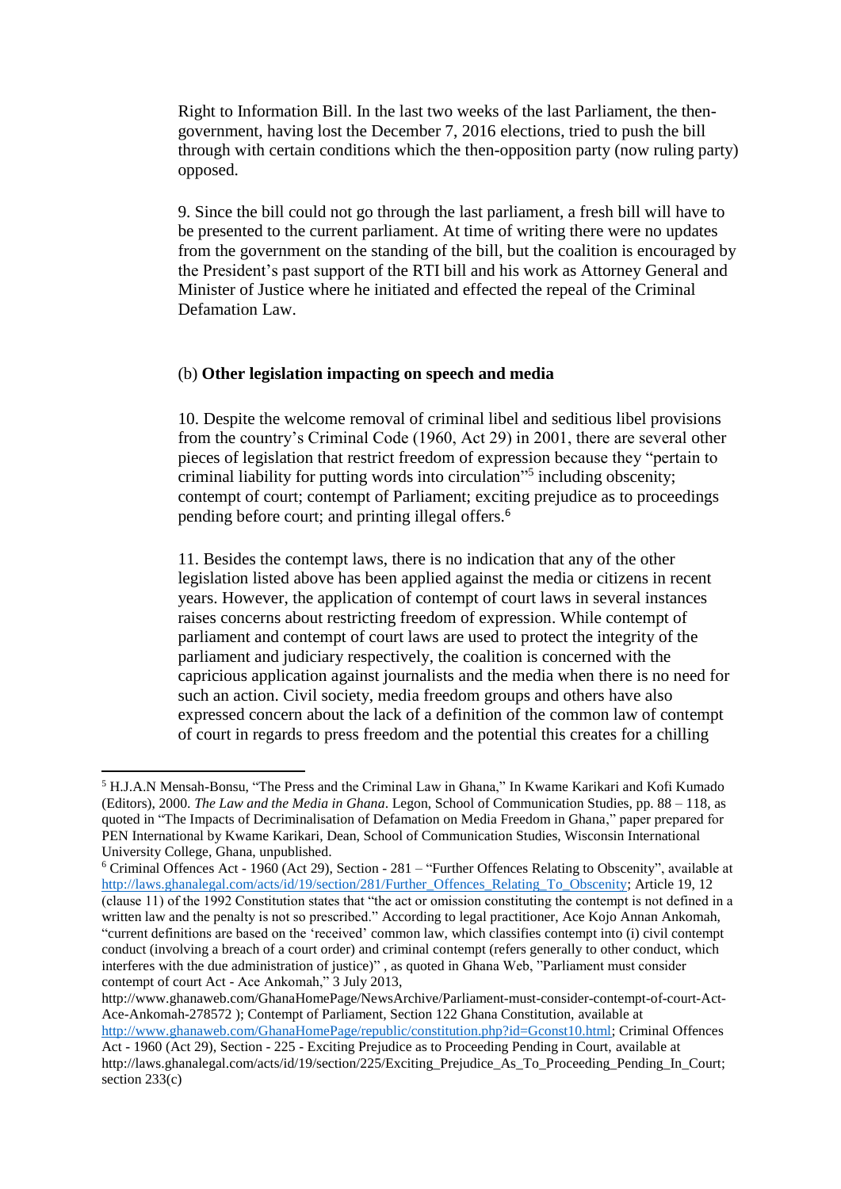Right to Information Bill. In the last two weeks of the last Parliament, the then-government, having lost the December 7, 2016 elections, tried to push the bill through with certain conditions which the then-opposition party (now ruling party) opposed.

9. Since the bill could not go through the last parliament, a fresh bill will have to be presented to the current parliament. At time of writing there were no updates from the government on the standing of the bill, but the coalition is encouraged by the President's past support of the RTI bill and his work as Attorney General and Minister of Justice where he initiated and effected the repeal of the Criminal Defamation Law.

(b) **Other legislation impacting on speech and media**

10. Despite the welcome removal of criminal libel and seditious libel provisions from the country's Criminal Code (1960, Act 29) in 2001, there are several other pieces of legislation that restrict freedom of expression because they "pertain to criminal liability for putting words into circulation"[5] including obscenity; contempt of court; contempt of Parliament; exciting prejudice as to proceedings pending before court; and printing illegal offers.[6]

11. Besides the contempt laws, there is no indication that any of the other legislation listed above has been applied against the media or citizens in recent years. However, the application of contempt of court laws in several instances raises concerns about restricting freedom of expression. While contempt of parliament and contempt of court laws are used to protect the integrity of the parliament and judiciary respectively, the coalition is concerned with the capricious application against journalists and the media when there is no need for such an action. Civil society, media freedom groups and others have also expressed concern about the lack of a definition of the common law of contempt of court in regards to press freedom and the potential this creates for a chilling

---

[5] H.J.A.N Mensah-Bonsu, "The Press and the Criminal Law in Ghana," In Kwame Karikari and Kofi Kumado (Editors), 2000. *The Law and the Media in Ghana*. Legon, School of Communication Studies, pp. 88 – 118, as quoted in "The Impacts of Decriminalisation of Defamation on Media Freedom in Ghana," paper prepared for PEN International by Kwame Karikari, Dean, School of Communication Studies, Wisconsin International University College, Ghana, unpublished.

[6] Criminal Offences Act - 1960 (Act 29), Section - 281 – "Further Offences Relating to Obscenity", available at http://laws.ghanalegal.com/acts/id/19/section/281/Further_Offences_Relating_To_Obscenity; Article 19, 12 (clause 11) of the 1992 Constitution states that "the act or omission constituting the contempt is not defined in a written law and the penalty is not so prescribed." According to legal practitioner, Ace Kojo Annan Ankomah, "current definitions are based on the 'received' common law, which classifies contempt into (i) civil contempt conduct (involving a breach of a court order) and criminal contempt (refers generally to other conduct, which interferes with the due administration of justice)" , as quoted in Ghana Web, "Parliament must consider contempt of court Act - Ace Ankomah," 3 July 2013, http://www.ghanaweb.com/GhanaHomePage/NewsArchive/Parliament-must-consider-contempt-of-court-Act-Ace-Ankomah-278572 ); Contempt of Parliament, Section 122 Ghana Constitution, available at http://www.ghanaweb.com/GhanaHomePage/republic/constitution.php?id=Gconst10.html; Criminal Offences Act - 1960 (Act 29), Section - 225 - Exciting Prejudice as to Proceeding Pending in Court, available at http://laws.ghanalegal.com/acts/id/19/section/225/Exciting_Prejudice_As_To_Proceeding_Pending_In_Court; section 233(c)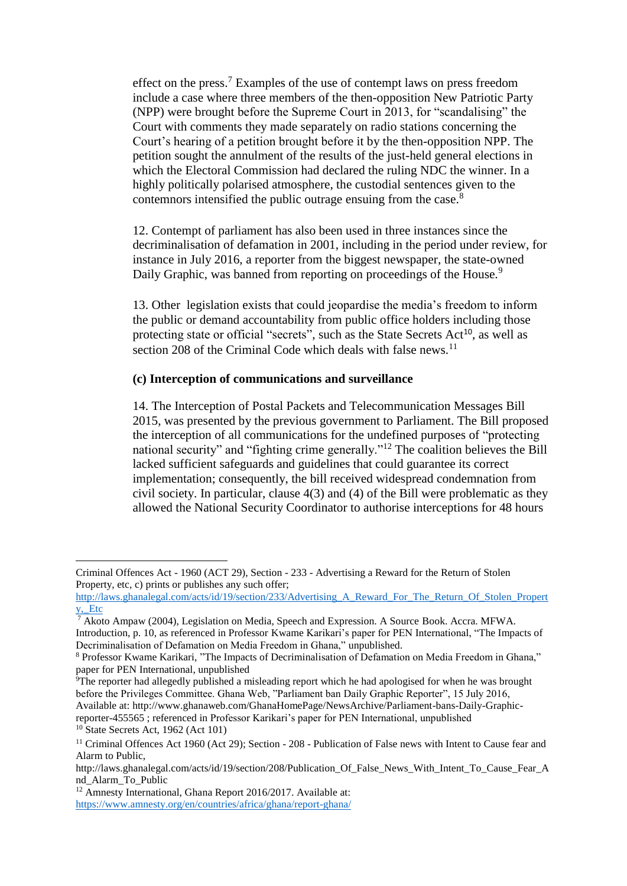effect on the press.[7] Examples of the use of contempt laws on press freedom include a case where three members of the then-opposition New Patriotic Party (NPP) were brought before the Supreme Court in 2013, for "scandalising" the Court with comments they made separately on radio stations concerning the Court's hearing of a petition brought before it by the then-opposition NPP. The petition sought the annulment of the results of the just-held general elections in which the Electoral Commission had declared the ruling NDC the winner. In a highly politically polarised atmosphere, the custodial sentences given to the contemnors intensified the public outrage ensuing from the case.[8]

12. Contempt of parliament has also been used in three instances since the decriminalisation of defamation in 2001, including in the period under review, for instance in July 2016, a reporter from the biggest newspaper, the state-owned Daily Graphic, was banned from reporting on proceedings of the House.[9]

13. Other legislation exists that could jeopardise the media's freedom to inform the public or demand accountability from public office holders including those protecting state or official "secrets", such as the State Secrets Act[10], as well as section 208 of the Criminal Code which deals with false news.[11]

**(c) Interception of communications and surveillance**

14. The Interception of Postal Packets and Telecommunication Messages Bill 2015, was presented by the previous government to Parliament. The Bill proposed the interception of all communications for the undefined purposes of "protecting national security" and "fighting crime generally."[12] The coalition believes the Bill lacked sufficient safeguards and guidelines that could guarantee its correct implementation; consequently, the bill received widespread condemnation from civil society. In particular, clause 4(3) and (4) of the Bill were problematic as they allowed the National Security Coordinator to authorise interceptions for 48 hours

---

Criminal Offences Act - 1960 (ACT 29), Section - 233 - Advertising a Reward for the Return of Stolen Property, etc, c) prints or publishes any such offer; http://laws.ghanalegal.com/acts/id/19/section/233/Advertising_A_Reward_For_The_Return_Of_Stolen_Property,_Etc

[7] Akoto Ampaw (2004), Legislation on Media, Speech and Expression. A Source Book. Accra. MFWA. Introduction, p. 10, as referenced in Professor Kwame Karikari's paper for PEN International, "The Impacts of Decriminalisation of Defamation on Media Freedom in Ghana," unpublished.

[8] Professor Kwame Karikari, "The Impacts of Decriminalisation of Defamation on Media Freedom in Ghana," paper for PEN International, unpublished

[9] The reporter had allegedly published a misleading report which he had apologised for when he was brought before the Privileges Committee. Ghana Web, "Parliament ban Daily Graphic Reporter", 15 July 2016, Available at: http://www.ghanaweb.com/GhanaHomePage/NewsArchive/Parliament-bans-Daily-Graphic-reporter-455565 ; referenced in Professor Karikari's paper for PEN International, unpublished

[10] State Secrets Act, 1962 (Act 101)

[11] Criminal Offences Act 1960 (Act 29); Section - 208 - Publication of False news with Intent to Cause fear and Alarm to Public, http://laws.ghanalegal.com/acts/id/19/section/208/Publication_Of_False_News_With_Intent_To_Cause_Fear_And_Alarm_To_Public

[12] Amnesty International, Ghana Report 2016/2017. Available at: https://www.amnesty.org/en/countries/africa/ghana/report-ghana/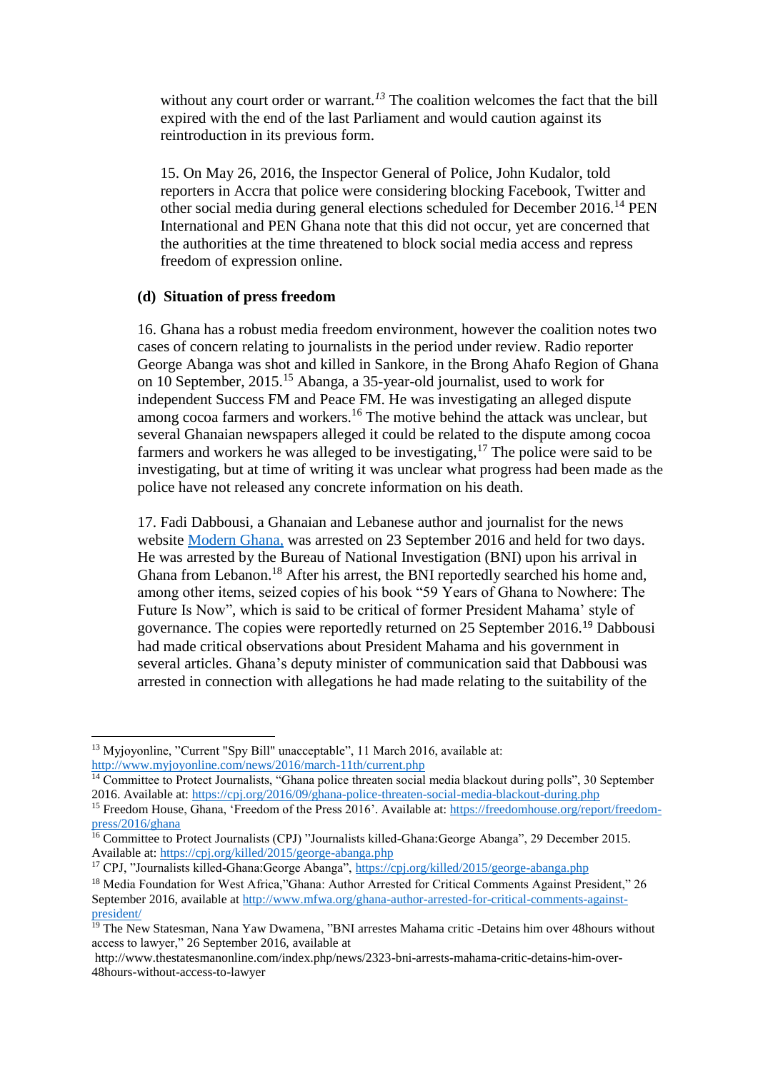without any court order or warrant.[13] The coalition welcomes the fact that the bill expired with the end of the last Parliament and would caution against its reintroduction in its previous form.

15. On May 26, 2016, the Inspector General of Police, John Kudalor, told reporters in Accra that police were considering blocking Facebook, Twitter and other social media during general elections scheduled for December 2016.[14] PEN International and PEN Ghana note that this did not occur, yet are concerned that the authorities at the time threatened to block social media access and repress freedom of expression online.

**(d) Situation of press freedom**

16. Ghana has a robust media freedom environment, however the coalition notes two cases of concern relating to journalists in the period under review. Radio reporter George Abanga was shot and killed in Sankore, in the Brong Ahafo Region of Ghana on 10 September, 2015.[15] Abanga, a 35-year-old journalist, used to work for independent Success FM and Peace FM. He was investigating an alleged dispute among cocoa farmers and workers.[16] The motive behind the attack was unclear, but several Ghanaian newspapers alleged it could be related to the dispute among cocoa farmers and workers he was alleged to be investigating,[17] The police were said to be investigating, but at time of writing it was unclear what progress had been made as the police have not released any concrete information on his death.

17. Fadi Dabbousi, a Ghanaian and Lebanese author and journalist for the news website Modern Ghana, was arrested on 23 September 2016 and held for two days. He was arrested by the Bureau of National Investigation (BNI) upon his arrival in Ghana from Lebanon.[18] After his arrest, the BNI reportedly searched his home and, among other items, seized copies of his book "59 Years of Ghana to Nowhere: The Future Is Now", which is said to be critical of former President Mahama' style of governance. The copies were reportedly returned on 25 September 2016.[19] Dabbousi had made critical observations about President Mahama and his government in several articles. Ghana's deputy minister of communication said that Dabbousi was arrested in connection with allegations he had made relating to the suitability of the

---

[13] Myjoyonline, "Current "Spy Bill" unacceptable", 11 March 2016, available at: http://www.myjoyonline.com/news/2016/march-11th/current.php

[14] Committee to Protect Journalists, "Ghana police threaten social media blackout during polls", 30 September 2016. Available at: https://cpj.org/2016/09/ghana-police-threaten-social-media-blackout-during.php

[15] Freedom House, Ghana, 'Freedom of the Press 2016'. Available at: https://freedomhouse.org/report/freedom-press/2016/ghana

[16] Committee to Protect Journalists (CPJ) "Journalists killed-Ghana:George Abanga", 29 December 2015. Available at: https://cpj.org/killed/2015/george-abanga.php

[17] CPJ, "Journalists killed-Ghana:George Abanga", https://cpj.org/killed/2015/george-abanga.php

[18] Media Foundation for West Africa,"Ghana: Author Arrested for Critical Comments Against President," 26 September 2016, available at http://www.mfwa.org/ghana-author-arrested-for-critical-comments-against-president/

[19] The New Statesman, Nana Yaw Dwamena, "BNI arrestes Mahama critic -Detains him over 48hours without access to lawyer," 26 September 2016, available at http://www.thestatesmanonline.com/index.php/news/2323-bni-arrests-mahama-critic-detains-him-over-48hours-without-access-to-lawyer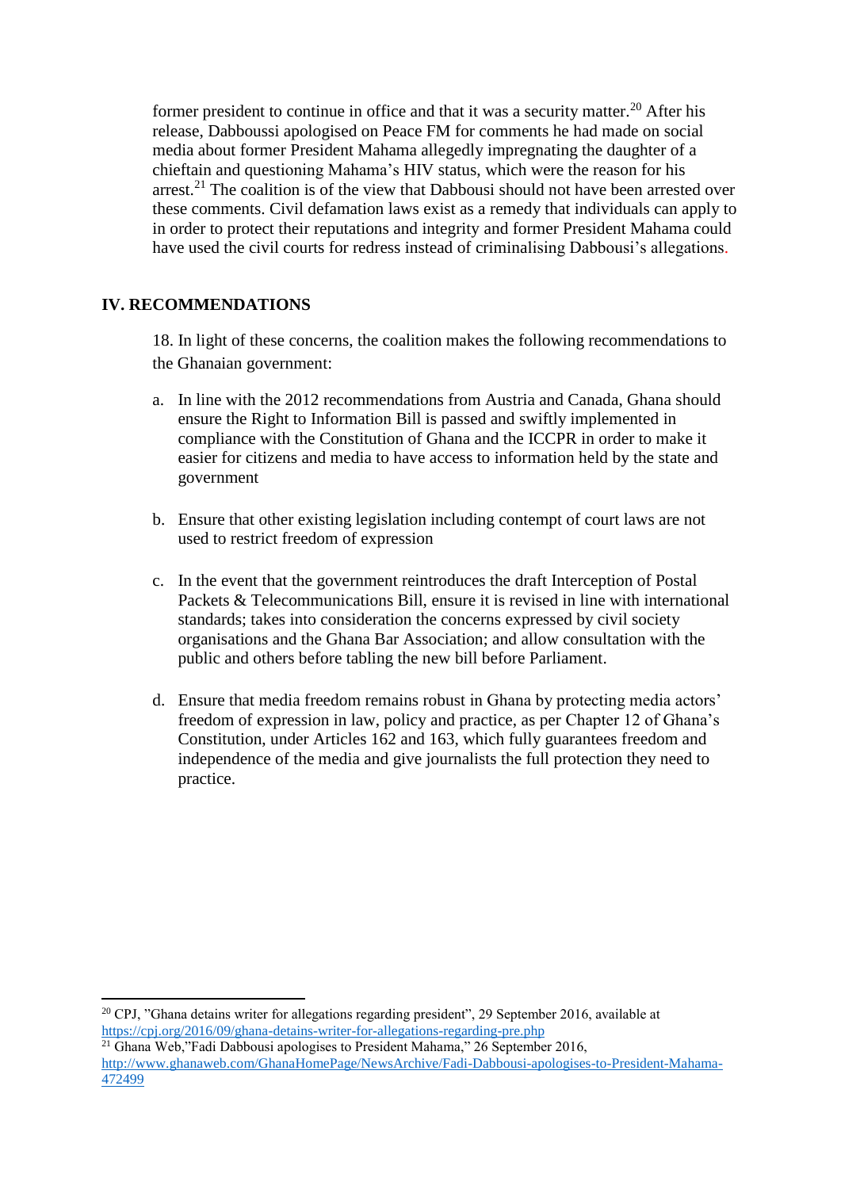former president to continue in office and that it was a security matter.[20] After his release, Dabboussi apologised on Peace FM for comments he had made on social media about former President Mahama allegedly impregnating the daughter of a chieftain and questioning Mahama's HIV status, which were the reason for his arrest.[21] The coalition is of the view that Dabbousi should not have been arrested over these comments. Civil defamation laws exist as a remedy that individuals can apply to in order to protect their reputations and integrity and former President Mahama could have used the civil courts for redress instead of criminalising Dabbousi's allegations.

## IV. RECOMMENDATIONS

18. In light of these concerns, the coalition makes the following recommendations to the Ghanaian government:

a. In line with the 2012 recommendations from Austria and Canada, Ghana should ensure the Right to Information Bill is passed and swiftly implemented in compliance with the Constitution of Ghana and the ICCPR in order to make it easier for citizens and media to have access to information held by the state and government

b. Ensure that other existing legislation including contempt of court laws are not used to restrict freedom of expression

c. In the event that the government reintroduces the draft Interception of Postal Packets & Telecommunications Bill, ensure it is revised in line with international standards; takes into consideration the concerns expressed by civil society organisations and the Ghana Bar Association; and allow consultation with the public and others before tabling the new bill before Parliament.

d. Ensure that media freedom remains robust in Ghana by protecting media actors' freedom of expression in law, policy and practice, as per Chapter 12 of Ghana's Constitution, under Articles 162 and 163, which fully guarantees freedom and independence of the media and give journalists the full protection they need to practice.

---

[20] CPJ, "Ghana detains writer for allegations regarding president", 29 September 2016, available at https://cpj.org/2016/09/ghana-detains-writer-for-allegations-regarding-pre.php

[21] Ghana Web,"Fadi Dabbousi apologises to President Mahama," 26 September 2016, http://www.ghanaweb.com/GhanaHomePage/NewsArchive/Fadi-Dabbousi-apologises-to-President-Mahama-472499